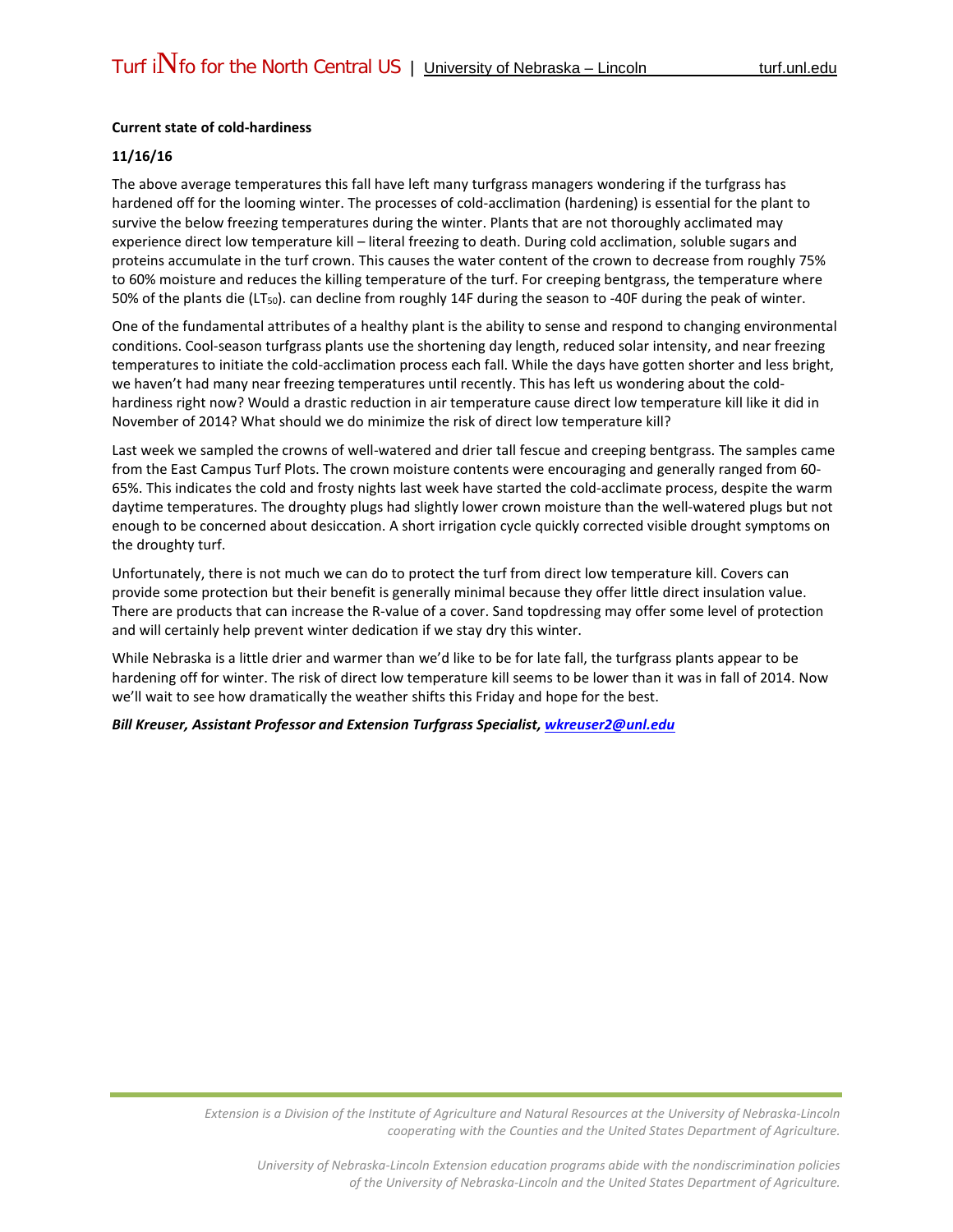**Current state of cold-hardiness**

**11/16/16**

The above average temperatures this fall have left many turfgrass managers wondering if the turfgrass has hardened off for the looming winter. The processes of cold-acclimation (hardening) is essential for the plant to survive the below freezing temperatures during the winter. Plants that are not thoroughly acclimated may experience direct low temperature kill – literal freezing to death. During cold acclimation, soluble sugars and proteins accumulate in the turf crown. This causes the water content of the crown to decrease from roughly 75% to 60% moisture and reduces the killing temperature of the turf. For creeping bentgrass, the temperature where 50% of the plants die ($LT_{50}$). can decline from roughly 14F during the season to -40F during the peak of winter.

One of the fundamental attributes of a healthy plant is the ability to sense and respond to changing environmental conditions. Cool-season turfgrass plants use the shortening day length, reduced solar intensity, and near freezing temperatures to initiate the cold-acclimation process each fall. While the days have gotten shorter and less bright, we haven't had many near freezing temperatures until recently. This has left us wondering about the cold-hardiness right now? Would a drastic reduction in air temperature cause direct low temperature kill like it did in November of 2014? What should we do minimize the risk of direct low temperature kill?

Last week we sampled the crowns of well-watered and drier tall fescue and creeping bentgrass. The samples came from the East Campus Turf Plots. The crown moisture contents were encouraging and generally ranged from 60-65%. This indicates the cold and frosty nights last week have started the cold-acclimate process, despite the warm daytime temperatures. The droughty plugs had slightly lower crown moisture than the well-watered plugs but not enough to be concerned about desiccation. A short irrigation cycle quickly corrected visible drought symptoms on the droughty turf.

Unfortunately, there is not much we can do to protect the turf from direct low temperature kill. Covers can provide some protection but their benefit is generally minimal because they offer little direct insulation value. There are products that can increase the R-value of a cover. Sand topdressing may offer some level of protection and will certainly help prevent winter dedication if we stay dry this winter.

While Nebraska is a little drier and warmer than we'd like to be for late fall, the turfgrass plants appear to be hardening off for winter. The risk of direct low temperature kill seems to be lower than it was in fall of 2014. Now we'll wait to see how dramatically the weather shifts this Friday and hope for the best.

***Bill Kreuser, Assistant Professor and Extension Turfgrass Specialist, wkreuser2@unl.edu***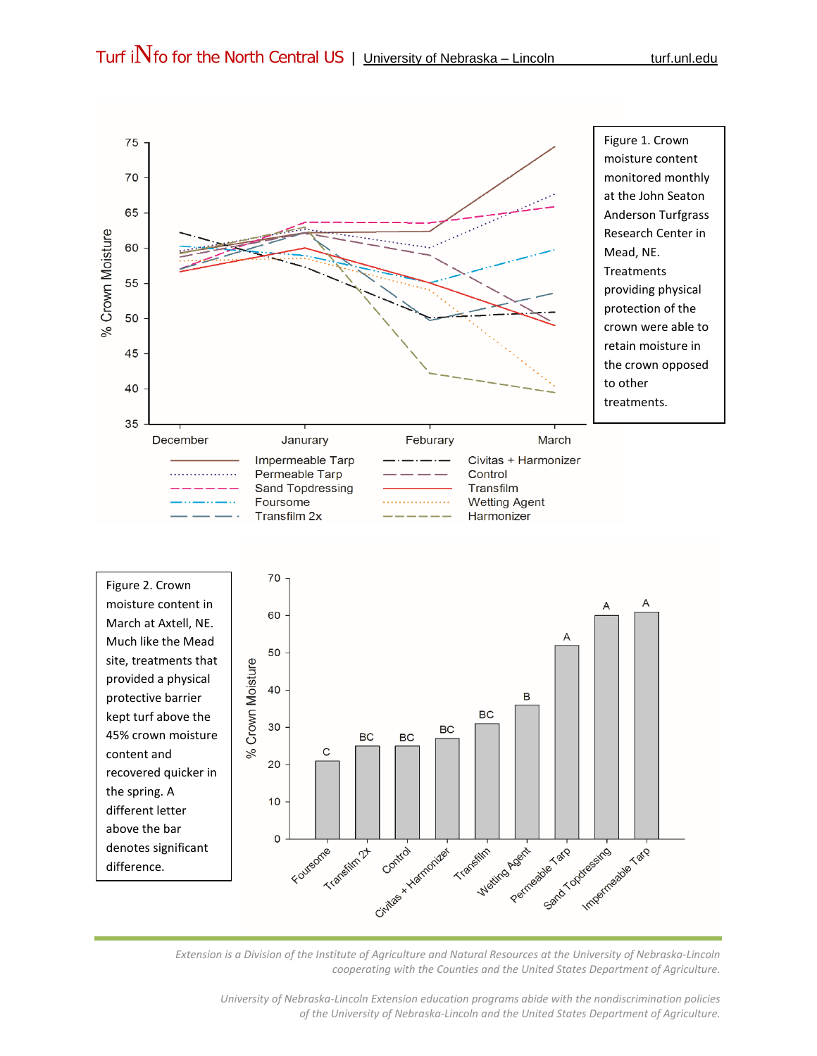75
70
65
60
55
50
45
40
35

% Crown Moisture

December
Janurary
Feburary
March

Impermeable Tarp
Permeable Tarp
Sand Topdressing
Foursome
Transfilm 2x
Civitas + Harmonizer
Control
Transfilm
Wetting Agent
Harmonizer

Figure 1. Crown moisture content monitored monthly at the John Seaton Anderson Turfgrass Research Center in Mead, NE. Treatments providing physical protection of the crown were able to retain moisture in the crown opposed to other treatments.

Figure 2. Crown moisture content in March at Axtell, NE. Much like the Mead site, treatments that provided a physical protective barrier kept turf above the 45% crown moisture content and recovered quicker in the spring. A different letter above the bar denotes significant difference.

70
60
50
40
30
20
10
0

% Crown Moisture

C
BC
BC
BC
BC
B
A
A
A

Foursome
Transfilm 2x
Control
Civitas + Harmonizer
Transfilm
Wetting Agent
Permeable Tarp
Sand Topdressing
Impermeable Tarp

*Extension is a Division of the Institute of Agriculture and Natural Resources at the University of Nebraska-Lincoln cooperating with the Counties and the United States Department of Agriculture.*

*University of Nebraska-Lincoln Extension education programs abide with the nondiscrimination policies of the University of Nebraska-Lincoln and the United States Department of Agriculture.*